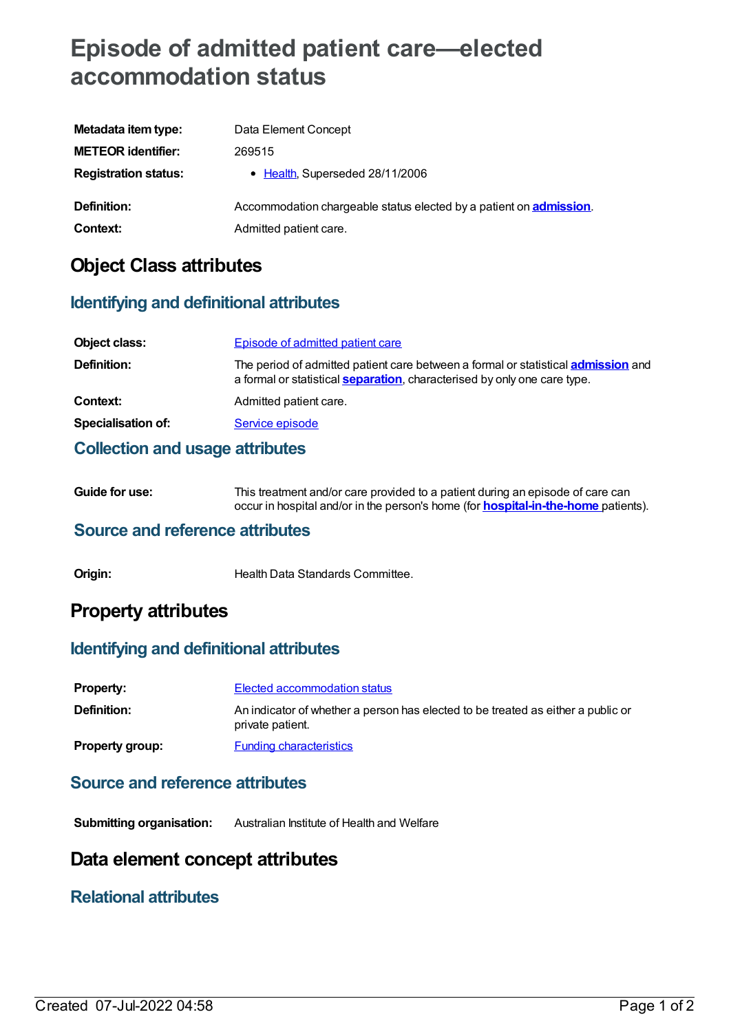# Episode of admitted patient care—elected accommodation status

| | |
|---|---|
| **Metadata item type:** | Data Element Concept |
| **METEOR identifier:** | 269515 |
| **Registration status:** | • Health, Superseded 28/11/2006 |
| **Definition:** | Accommodation chargeable status elected by a patient on **admission**. |
| **Context:** | Admitted patient care. |

## Object Class attributes

### Identifying and definitional attributes

| | |
|---|---|
| **Object class:** | Episode of admitted patient care |
| **Definition:** | The period of admitted patient care between a formal or statistical **admission** and a formal or statistical **separation**, characterised by only one care type. |
| **Context:** | Admitted patient care. |
| **Specialisation of:** | Service episode |

### Collection and usage attributes

| | |
|---|---|
| **Guide for use:** | This treatment and/or care provided to a patient during an episode of care can occur in hospital and/or in the person's home (for **hospital-in-the-home** patients). |

### Source and reference attributes

| | |
|---|---|
| **Origin:** | Health Data Standards Committee. |

## Property attributes

### Identifying and definitional attributes

| | |
|---|---|
| **Property:** | Elected accommodation status |
| **Definition:** | An indicator of whether a person has elected to be treated as either a public or private patient. |
| **Property group:** | Funding characteristics |

### Source and reference attributes

| | |
|---|---|
| **Submitting organisation:** | Australian Institute of Health and Welfare |

## Data element concept attributes

### Relational attributes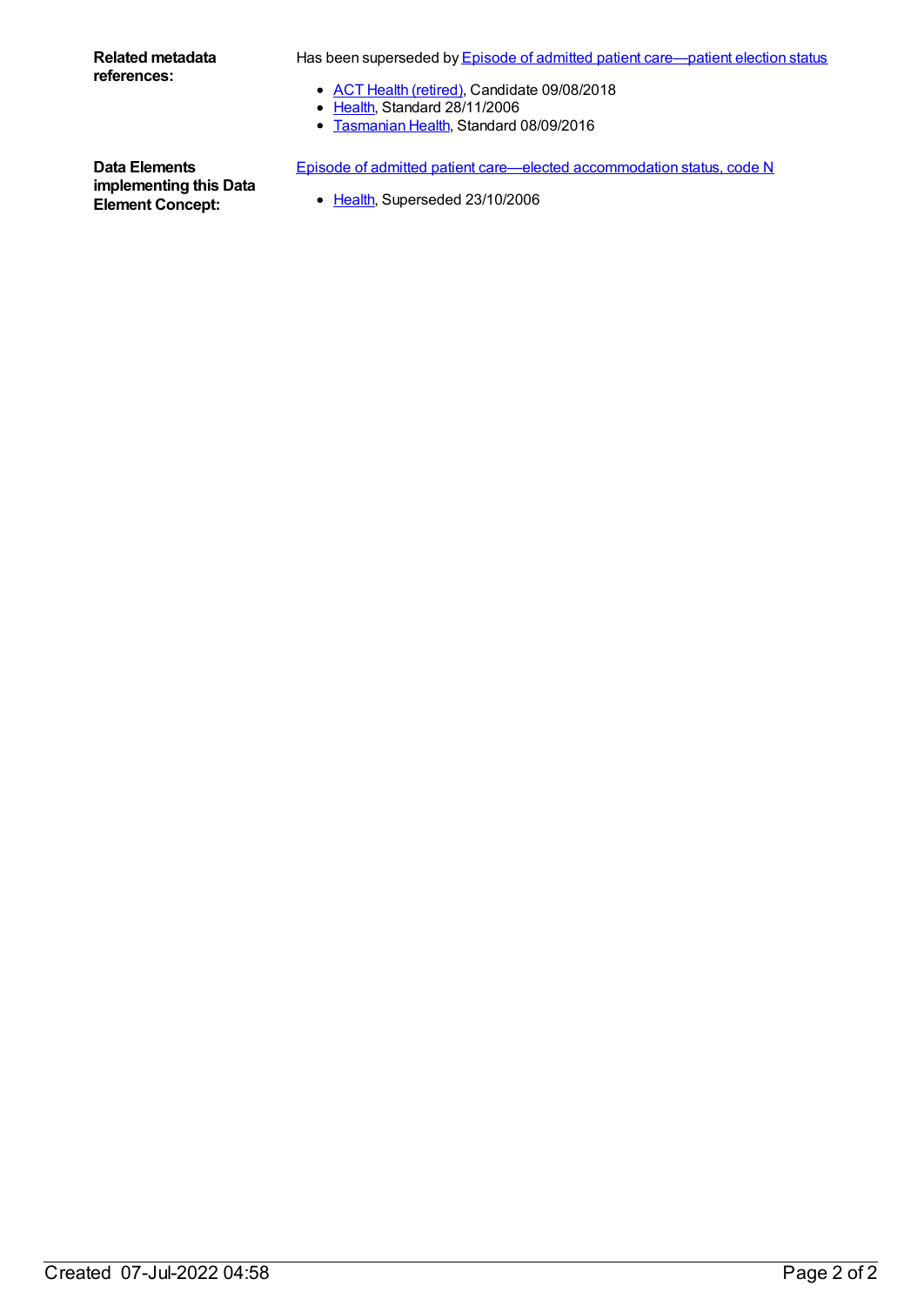**Related metadata references:**

Has been superseded by Episode of admitted patient care—patient election status

- ACT Health (retired), Candidate 09/08/2018
- Health, Standard 28/11/2006
- Tasmanian Health, Standard 08/09/2016

**Data Elements implementing this Data Element Concept:**

Episode of admitted patient care—elected accommodation status, code N

- Health, Superseded 23/10/2006